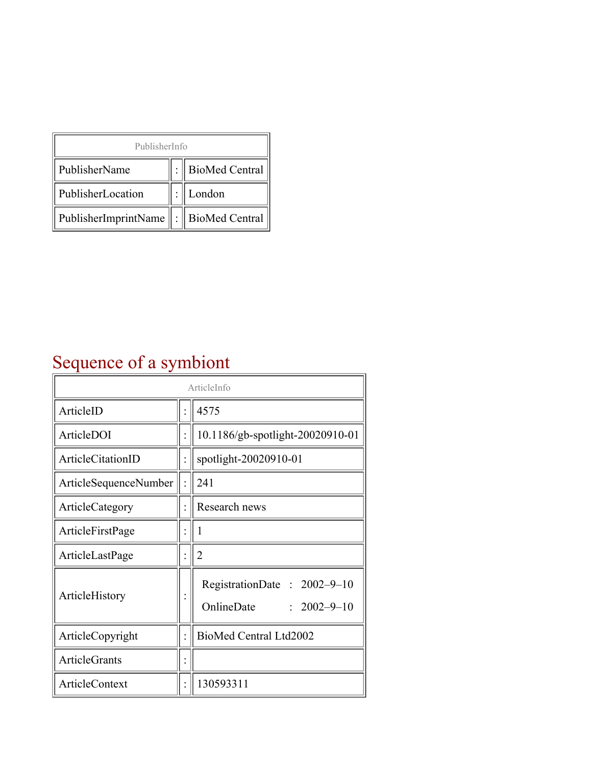| PublisherInfo | | |
|---|---|---|
| PublisherName | : | BioMed Central |
| PublisherLocation | : | London |
| PublisherImprintName | : | BioMed Central |

# Sequence of a symbiont

| ArticleInfo | | |
|---|---|---|
| ArticleID | : | 4575 |
| ArticleDOI | : | 10.1186/gb-spotlight-20020910-01 |
| ArticleCitationID | : | spotlight-20020910-01 |
| ArticleSequenceNumber | : | 241 |
| ArticleCategory | : | Research news |
| ArticleFirstPage | : | 1 |
| ArticleLastPage | : | 2 |
| ArticleHistory | : | RegistrationDate : 2002–9–10<br>OnlineDate : 2002–9–10 |
| ArticleCopyright | : | BioMed Central Ltd2002 |
| ArticleGrants | : | |
| ArticleContext | : | 130593311 |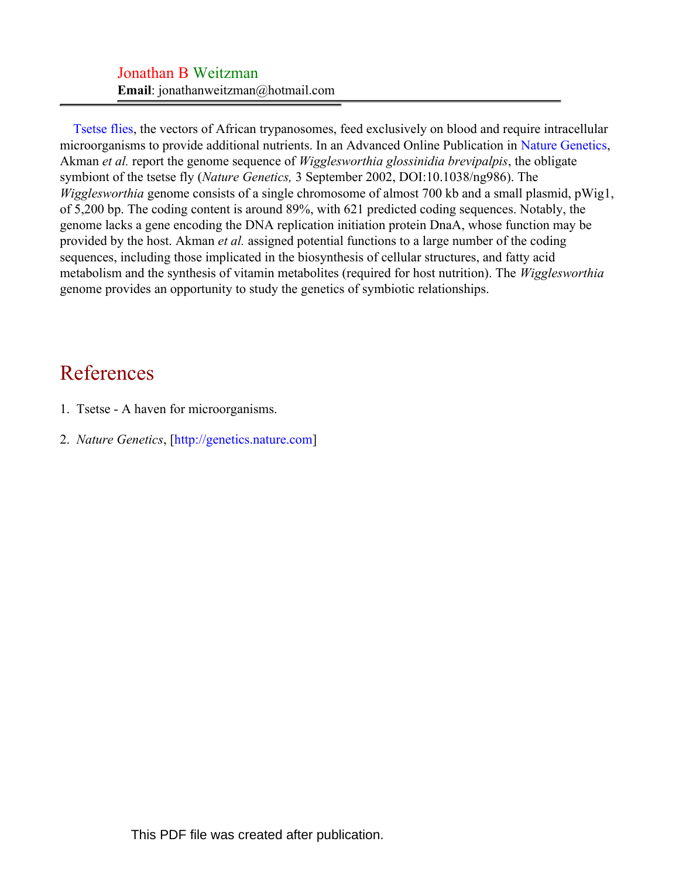Jonathan B Weitzman
**Email**: jonathanweitzman@hotmail.com

Tsetse flies, the vectors of African trypanosomes, feed exclusively on blood and require intracellular microorganisms to provide additional nutrients. In an Advanced Online Publication in Nature Genetics, Akman *et al.* report the genome sequence of *Wigglesworthia glossinidia brevipalpis*, the obligate symbiont of the tsetse fly (*Nature Genetics,* 3 September 2002, DOI:10.1038/ng986). The *Wigglesworthia* genome consists of a single chromosome of almost 700 kb and a small plasmid, pWig1, of 5,200 bp. The coding content is around 89%, with 621 predicted coding sequences. Notably, the genome lacks a gene encoding the DNA replication initiation protein DnaA, whose function may be provided by the host. Akman *et al.* assigned potential functions to a large number of the coding sequences, including those implicated in the biosynthesis of cellular structures, and fatty acid metabolism and the synthesis of vitamin metabolites (required for host nutrition). The *Wigglesworthia* genome provides an opportunity to study the genetics of symbiotic relationships.

## References

1. Tsetse - A haven for microorganisms.
2. *Nature Genetics*, [http://genetics.nature.com]

This PDF file was created after publication.